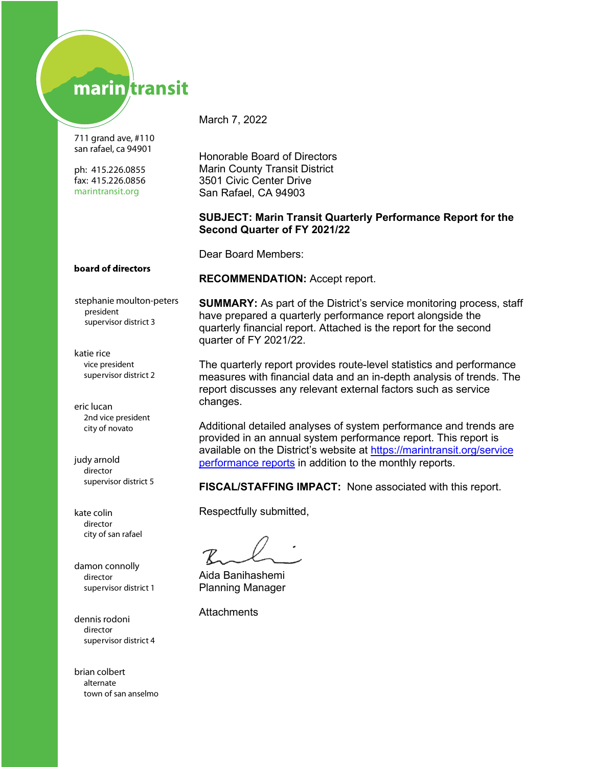marin transit

711 grand ave, #110
san rafael, ca 94901

ph: 415.226.0855
fax: 415.226.0856
marintransit.org

**board of directors**

stephanie moulton-peters
president
supervisor district 3

katie rice
vice president
supervisor district 2

eric lucan
2nd vice president
city of novato

judy arnold
director
supervisor district 5

kate colin
director
city of san rafael

damon connolly
director
supervisor district 1

dennis rodoni
director
supervisor district 4

brian colbert
alternate
town of san anselmo

March 7, 2022

Honorable Board of Directors
Marin County Transit District
3501 Civic Center Drive
San Rafael, CA 94903

**SUBJECT: Marin Transit Quarterly Performance Report for the Second Quarter of FY 2021/22**

Dear Board Members:

**RECOMMENDATION:** Accept report.

**SUMMARY:** As part of the District's service monitoring process, staff have prepared a quarterly performance report alongside the quarterly financial report. Attached is the report for the second quarter of FY 2021/22.

The quarterly report provides route-level statistics and performance measures with financial data and an in-depth analysis of trends. The report discusses any relevant external factors such as service changes.

Additional detailed analyses of system performance and trends are provided in an annual system performance report. This report is available on the District's website at [https://marintransit.org/service performance reports](https://marintransit.org/service) in addition to the monthly reports.

**FISCAL/STAFFING IMPACT:** None associated with this report.

Respectfully submitted,

Aida Banihashemi
Planning Manager

Attachments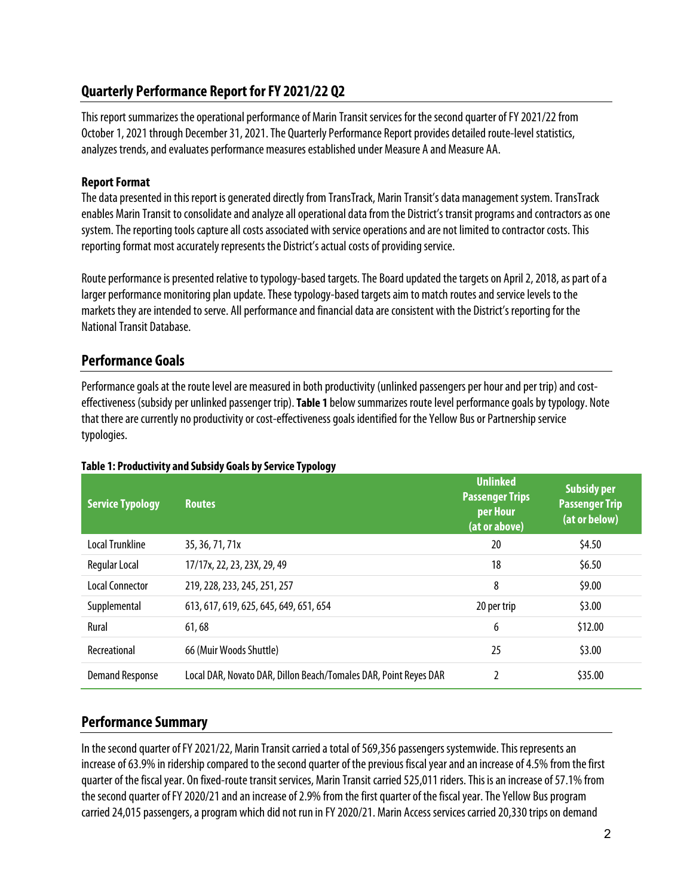## Quarterly Performance Report for FY 2021/22 Q2

This report summarizes the operational performance of Marin Transit services for the second quarter of FY 2021/22 from October 1, 2021 through December 31, 2021. The Quarterly Performance Report provides detailed route-level statistics, analyzes trends, and evaluates performance measures established under Measure A and Measure AA.

### Report Format

The data presented in this report is generated directly from TransTrack, Marin Transit's data management system. TransTrack enables Marin Transit to consolidate and analyze all operational data from the District's transit programs and contractors as one system. The reporting tools capture all costs associated with service operations and are not limited to contractor costs. This reporting format most accurately represents the District's actual costs of providing service.

Route performance is presented relative to typology-based targets. The Board updated the targets on April 2, 2018, as part of a larger performance monitoring plan update. These typology-based targets aim to match routes and service levels to the markets they are intended to serve. All performance and financial data are consistent with the District's reporting for the National Transit Database.

## Performance Goals

Performance goals at the route level are measured in both productivity (unlinked passengers per hour and per trip) and cost-effectiveness (subsidy per unlinked passenger trip). **Table 1** below summarizes route level performance goals by typology. Note that there are currently no productivity or cost-effectiveness goals identified for the Yellow Bus or Partnership service typologies.

**Table 1: Productivity and Subsidy Goals by Service Typology**

| Service Typology | Routes | Unlinked Passenger Trips per Hour (at or above) | Subsidy per Passenger Trip (at or below) |
|---|---|---|---|
| Local Trunkline | 35, 36, 71, 71x | 20 | \$4.50 |
| Regular Local | 17/17x, 22, 23, 23X, 29, 49 | 18 | \$6.50 |
| Local Connector | 219, 228, 233, 245, 251, 257 | 8 | \$9.00 |
| Supplemental | 613, 617, 619, 625, 645, 649, 651, 654 | 20 per trip | \$3.00 |
| Rural | 61, 68 | 6 | \$12.00 |
| Recreational | 66 (Muir Woods Shuttle) | 25 | \$3.00 |
| Demand Response | Local DAR, Novato DAR, Dillon Beach/Tomales DAR, Point Reyes DAR | 2 | \$35.00 |

## Performance Summary

In the second quarter of FY 2021/22, Marin Transit carried a total of 569,356 passengers systemwide. This represents an increase of 63.9% in ridership compared to the second quarter of the previous fiscal year and an increase of 4.5% from the first quarter of the fiscal year. On fixed-route transit services, Marin Transit carried 525,011 riders. This is an increase of 57.1% from the second quarter of FY 2020/21 and an increase of 2.9% from the first quarter of the fiscal year. The Yellow Bus program carried 24,015 passengers, a program which did not run in FY 2020/21. Marin Access services carried 20,330 trips on demand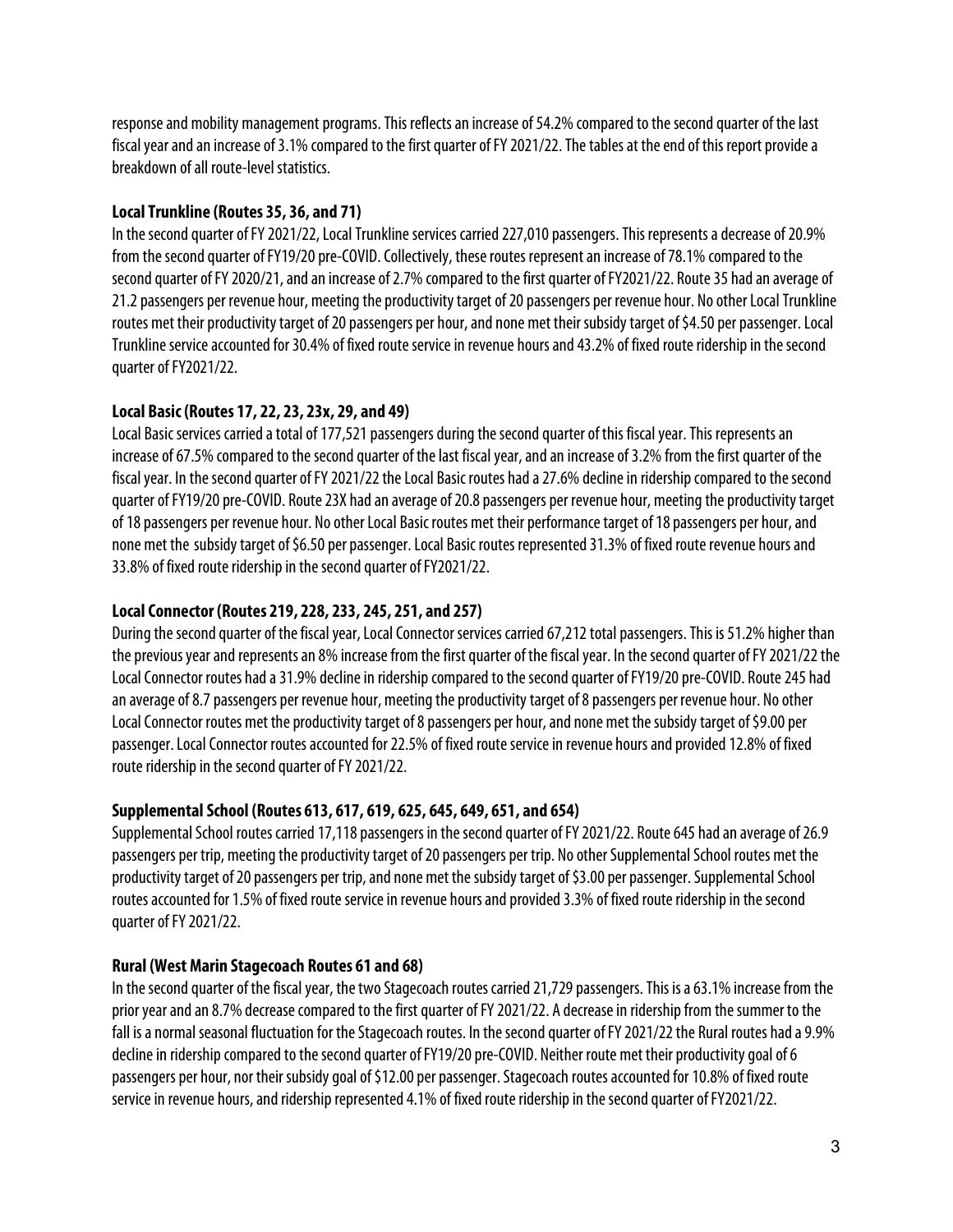response and mobility management programs. This reflects an increase of 54.2% compared to the second quarter of the last fiscal year and an increase of 3.1% compared to the first quarter of FY 2021/22. The tables at the end of this report provide a breakdown of all route-level statistics.

**Local Trunkline (Routes 35, 36, and 71)**

In the second quarter of FY 2021/22, Local Trunkline services carried 227,010 passengers. This represents a decrease of 20.9% from the second quarter of FY19/20 pre-COVID. Collectively, these routes represent an increase of 78.1% compared to the second quarter of FY 2020/21, and an increase of 2.7% compared to the first quarter of FY2021/22. Route 35 had an average of 21.2 passengers per revenue hour, meeting the productivity target of 20 passengers per revenue hour. No other Local Trunkline routes met their productivity target of 20 passengers per hour, and none met their subsidy target of $4.50 per passenger. Local Trunkline service accounted for 30.4% of fixed route service in revenue hours and 43.2% of fixed route ridership in the second quarter of FY2021/22.

**Local Basic (Routes 17, 22, 23, 23x, 29, and 49)**

Local Basic services carried a total of 177,521 passengers during the second quarter of this fiscal year. This represents an increase of 67.5% compared to the second quarter of the last fiscal year, and an increase of 3.2% from the first quarter of the fiscal year. In the second quarter of FY 2021/22 the Local Basic routes had a 27.6% decline in ridership compared to the second quarter of FY19/20 pre-COVID. Route 23X had an average of 20.8 passengers per revenue hour, meeting the productivity target of 18 passengers per revenue hour. No other Local Basic routes met their performance target of 18 passengers per hour, and none met the subsidy target of $6.50 per passenger. Local Basic routes represented 31.3% of fixed route revenue hours and 33.8% of fixed route ridership in the second quarter of FY2021/22.

**Local Connector (Routes 219, 228, 233, 245, 251, and 257)**

During the second quarter of the fiscal year, Local Connector services carried 67,212 total passengers. This is 51.2% higher than the previous year and represents an 8% increase from the first quarter of the fiscal year. In the second quarter of FY 2021/22 the Local Connector routes had a 31.9% decline in ridership compared to the second quarter of FY19/20 pre-COVID. Route 245 had an average of 8.7 passengers per revenue hour, meeting the productivity target of 8 passengers per revenue hour. No other Local Connector routes met the productivity target of 8 passengers per hour, and none met the subsidy target of $9.00 per passenger. Local Connector routes accounted for 22.5% of fixed route service in revenue hours and provided 12.8% of fixed route ridership in the second quarter of FY 2021/22.

**Supplemental School (Routes 613, 617, 619, 625, 645, 649, 651, and 654)**

Supplemental School routes carried 17,118 passengers in the second quarter of FY 2021/22. Route 645 had an average of 26.9 passengers per trip, meeting the productivity target of 20 passengers per trip. No other Supplemental School routes met the productivity target of 20 passengers per trip, and none met the subsidy target of $3.00 per passenger. Supplemental School routes accounted for 1.5% of fixed route service in revenue hours and provided 3.3% of fixed route ridership in the second quarter of FY 2021/22.

**Rural (West Marin Stagecoach Routes 61 and 68)**

In the second quarter of the fiscal year, the two Stagecoach routes carried 21,729 passengers. This is a 63.1% increase from the prior year and an 8.7% decrease compared to the first quarter of FY 2021/22. A decrease in ridership from the summer to the fall is a normal seasonal fluctuation for the Stagecoach routes. In the second quarter of FY 2021/22 the Rural routes had a 9.9% decline in ridership compared to the second quarter of FY19/20 pre-COVID. Neither route met their productivity goal of 6 passengers per hour, nor their subsidy goal of $12.00 per passenger. Stagecoach routes accounted for 10.8% of fixed route service in revenue hours, and ridership represented 4.1% of fixed route ridership in the second quarter of FY2021/22.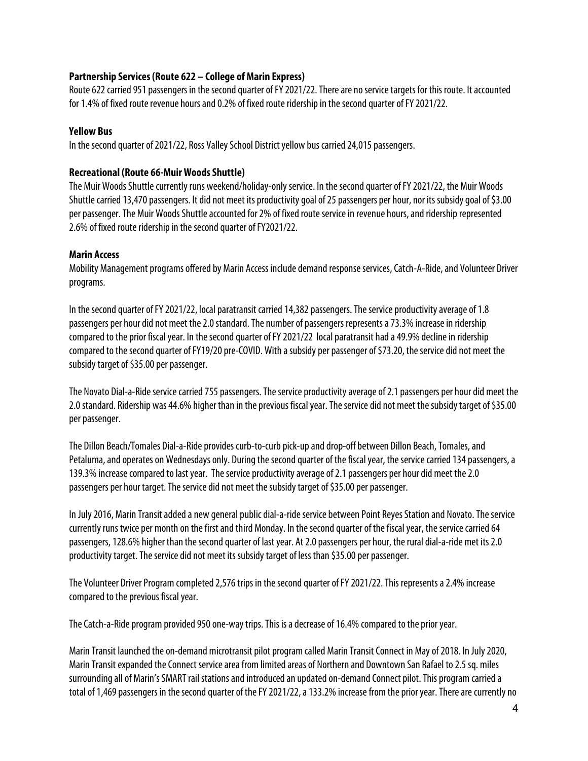**Partnership Services (Route 622 – College of Marin Express)**

Route 622 carried 951 passengers in the second quarter of FY 2021/22. There are no service targets for this route. It accounted for 1.4% of fixed route revenue hours and 0.2% of fixed route ridership in the second quarter of FY 2021/22.

**Yellow Bus**

In the second quarter of 2021/22, Ross Valley School District yellow bus carried 24,015 passengers.

**Recreational (Route 66-Muir Woods Shuttle)**

The Muir Woods Shuttle currently runs weekend/holiday-only service. In the second quarter of FY 2021/22, the Muir Woods Shuttle carried 13,470 passengers. It did not meet its productivity goal of 25 passengers per hour, nor its subsidy goal of $3.00 per passenger. The Muir Woods Shuttle accounted for 2% of fixed route service in revenue hours, and ridership represented 2.6% of fixed route ridership in the second quarter of FY2021/22.

**Marin Access**

Mobility Management programs offered by Marin Access include demand response services, Catch-A-Ride, and Volunteer Driver programs.

In the second quarter of FY 2021/22, local paratransit carried 14,382 passengers. The service productivity average of 1.8 passengers per hour did not meet the 2.0 standard. The number of passengers represents a 73.3% increase in ridership compared to the prior fiscal year. In the second quarter of FY 2021/22 local paratransit had a 49.9% decline in ridership compared to the second quarter of FY19/20 pre-COVID. With a subsidy per passenger of $73.20, the service did not meet the subsidy target of $35.00 per passenger.

The Novato Dial-a-Ride service carried 755 passengers. The service productivity average of 2.1 passengers per hour did meet the 2.0 standard. Ridership was 44.6% higher than in the previous fiscal year. The service did not meet the subsidy target of $35.00 per passenger.

The Dillon Beach/Tomales Dial-a-Ride provides curb-to-curb pick-up and drop-off between Dillon Beach, Tomales, and Petaluma, and operates on Wednesdays only. During the second quarter of the fiscal year, the service carried 134 passengers, a 139.3% increase compared to last year. The service productivity average of 2.1 passengers per hour did meet the 2.0 passengers per hour target. The service did not meet the subsidy target of $35.00 per passenger.

In July 2016, Marin Transit added a new general public dial-a-ride service between Point Reyes Station and Novato. The service currently runs twice per month on the first and third Monday. In the second quarter of the fiscal year, the service carried 64 passengers, 128.6% higher than the second quarter of last year. At 2.0 passengers per hour, the rural dial-a-ride met its 2.0 productivity target. The service did not meet its subsidy target of less than $35.00 per passenger.

The Volunteer Driver Program completed 2,576 trips in the second quarter of FY 2021/22. This represents a 2.4% increase compared to the previous fiscal year.

The Catch-a-Ride program provided 950 one-way trips. This is a decrease of 16.4% compared to the prior year.

Marin Transit launched the on-demand microtransit pilot program called Marin Transit Connect in May of 2018. In July 2020, Marin Transit expanded the Connect service area from limited areas of Northern and Downtown San Rafael to 2.5 sq. miles surrounding all of Marin's SMART rail stations and introduced an updated on-demand Connect pilot. This program carried a total of 1,469 passengers in the second quarter of the FY 2021/22, a 133.2% increase from the prior year. There are currently no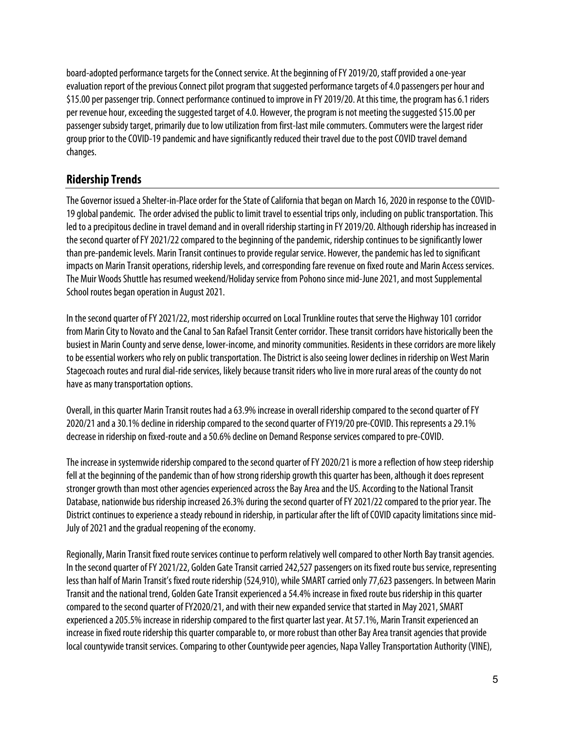board-adopted performance targets for the Connect service. At the beginning of FY 2019/20, staff provided a one-year evaluation report of the previous Connect pilot program that suggested performance targets of 4.0 passengers per hour and $15.00 per passenger trip. Connect performance continued to improve in FY 2019/20. At this time, the program has 6.1 riders per revenue hour, exceeding the suggested target of 4.0. However, the program is not meeting the suggested $15.00 per passenger subsidy target, primarily due to low utilization from first-last mile commuters. Commuters were the largest rider group prior to the COVID-19 pandemic and have significantly reduced their travel due to the post COVID travel demand changes.

## Ridership Trends

The Governor issued a Shelter-in-Place order for the State of California that began on March 16, 2020 in response to the COVID-19 global pandemic. The order advised the public to limit travel to essential trips only, including on public transportation. This led to a precipitous decline in travel demand and in overall ridership starting in FY 2019/20. Although ridership has increased in the second quarter of FY 2021/22 compared to the beginning of the pandemic, ridership continues to be significantly lower than pre-pandemic levels. Marin Transit continues to provide regular service. However, the pandemic has led to significant impacts on Marin Transit operations, ridership levels, and corresponding fare revenue on fixed route and Marin Access services. The Muir Woods Shuttle has resumed weekend/Holiday service from Pohono since mid-June 2021, and most Supplemental School routes began operation in August 2021.

In the second quarter of FY 2021/22, most ridership occurred on Local Trunkline routes that serve the Highway 101 corridor from Marin City to Novato and the Canal to San Rafael Transit Center corridor. These transit corridors have historically been the busiest in Marin County and serve dense, lower-income, and minority communities. Residents in these corridors are more likely to be essential workers who rely on public transportation. The District is also seeing lower declines in ridership on West Marin Stagecoach routes and rural dial-ride services, likely because transit riders who live in more rural areas of the county do not have as many transportation options.

Overall, in this quarter Marin Transit routes had a 63.9% increase in overall ridership compared to the second quarter of FY 2020/21 and a 30.1% decline in ridership compared to the second quarter of FY19/20 pre-COVID. This represents a 29.1% decrease in ridership on fixed-route and a 50.6% decline on Demand Response services compared to pre-COVID.

The increase in systemwide ridership compared to the second quarter of FY 2020/21 is more a reflection of how steep ridership fell at the beginning of the pandemic than of how strong ridership growth this quarter has been, although it does represent stronger growth than most other agencies experienced across the Bay Area and the US. According to the National Transit Database, nationwide bus ridership increased 26.3% during the second quarter of FY 2021/22 compared to the prior year. The District continues to experience a steady rebound in ridership, in particular after the lift of COVID capacity limitations since mid-July of 2021 and the gradual reopening of the economy.

Regionally, Marin Transit fixed route services continue to perform relatively well compared to other North Bay transit agencies. In the second quarter of FY 2021/22, Golden Gate Transit carried 242,527 passengers on its fixed route bus service, representing less than half of Marin Transit's fixed route ridership (524,910), while SMART carried only 77,623 passengers. In between Marin Transit and the national trend, Golden Gate Transit experienced a 54.4% increase in fixed route bus ridership in this quarter compared to the second quarter of FY2020/21, and with their new expanded service that started in May 2021, SMART experienced a 205.5% increase in ridership compared to the first quarter last year. At 57.1%, Marin Transit experienced an increase in fixed route ridership this quarter comparable to, or more robust than other Bay Area transit agencies that provide local countywide transit services. Comparing to other Countywide peer agencies, Napa Valley Transportation Authority (VINE),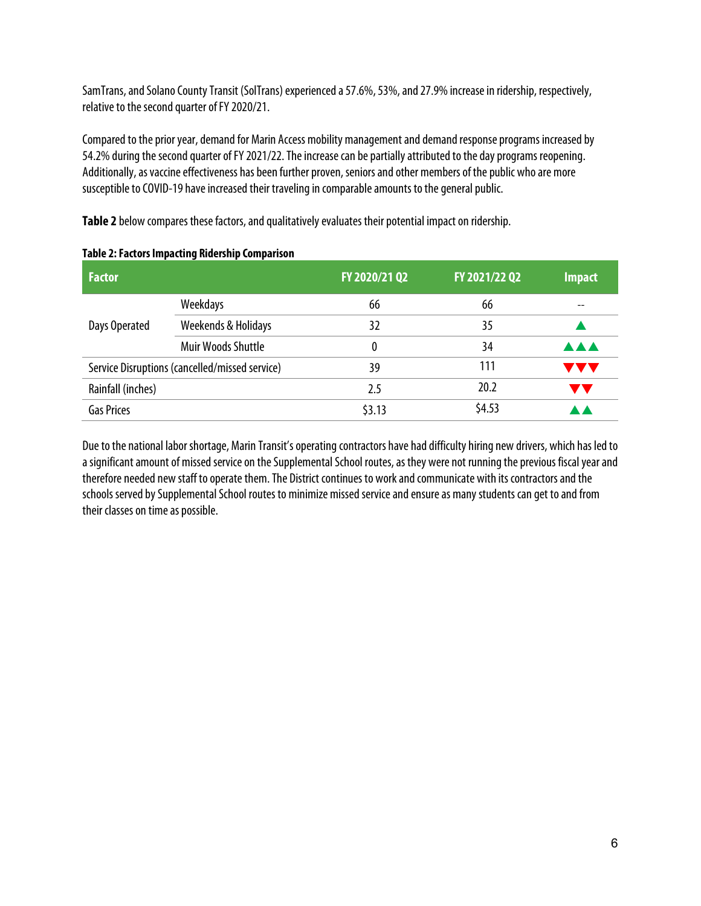SamTrans, and Solano County Transit (SolTrans) experienced a 57.6%, 53%, and 27.9% increase in ridership, respectively, relative to the second quarter of FY 2020/21.

Compared to the prior year, demand for Marin Access mobility management and demand response programs increased by 54.2% during the second quarter of FY 2021/22. The increase can be partially attributed to the day programs reopening. Additionally, as vaccine effectiveness has been further proven, seniors and other members of the public who are more susceptible to COVID-19 have increased their traveling in comparable amounts to the general public.

**Table 2** below compares these factors, and qualitatively evaluates their potential impact on ridership.

**Table 2: Factors Impacting Ridership Comparison**

| Factor | | FY 2020/21 Q2 | FY 2021/22 Q2 | Impact |
|---|---|---|---|---|
| Days Operated | Weekdays | 66 | 66 | -- |
| | Weekends & Holidays | 32 | 35 | ▲ |
| | Muir Woods Shuttle | 0 | 34 | ▲▲▲ |
| Service Disruptions (cancelled/missed service) | | 39 | 111 | ▼▼▼ |
| Rainfall (inches) | | 2.5 | 20.2 | ▼▼ |
| Gas Prices | | $3.13 | $4.53 | ▲▲ |

Due to the national labor shortage, Marin Transit's operating contractors have had difficulty hiring new drivers, which has led to a significant amount of missed service on the Supplemental School routes, as they were not running the previous fiscal year and therefore needed new staff to operate them. The District continues to work and communicate with its contractors and the schools served by Supplemental School routes to minimize missed service and ensure as many students can get to and from their classes on time as possible.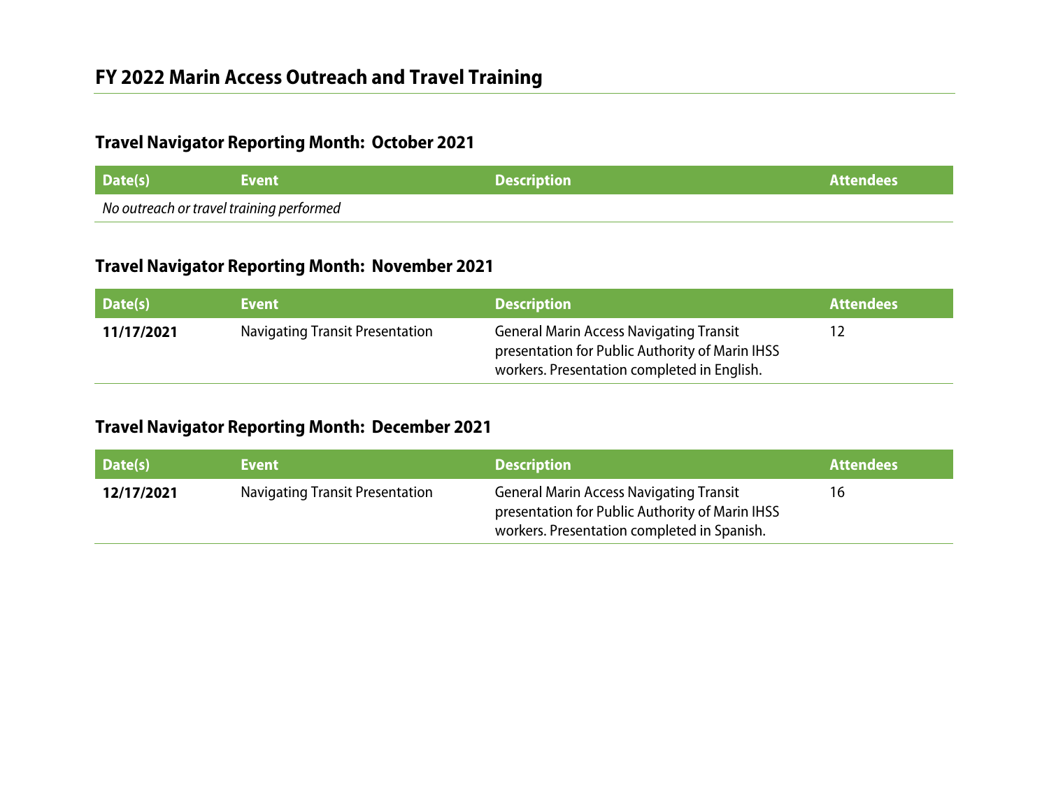## FY 2022 Marin Access Outreach and Travel Training

### Travel Navigator Reporting Month: October 2021

| Date(s) | Event | Description | Attendees |
|---|---|---|---|
| *No outreach or travel training performed* | | | |

### Travel Navigator Reporting Month: November 2021

| Date(s) | Event | Description | Attendees |
|---|---|---|---|
| **11/17/2021** | Navigating Transit Presentation | General Marin Access Navigating Transit presentation for Public Authority of Marin IHSS workers. Presentation completed in English. | 12 |

### Travel Navigator Reporting Month: December 2021

| Date(s) | Event | Description | Attendees |
|---|---|---|---|
| **12/17/2021** | Navigating Transit Presentation | General Marin Access Navigating Transit presentation for Public Authority of Marin IHSS workers. Presentation completed in Spanish. | 16 |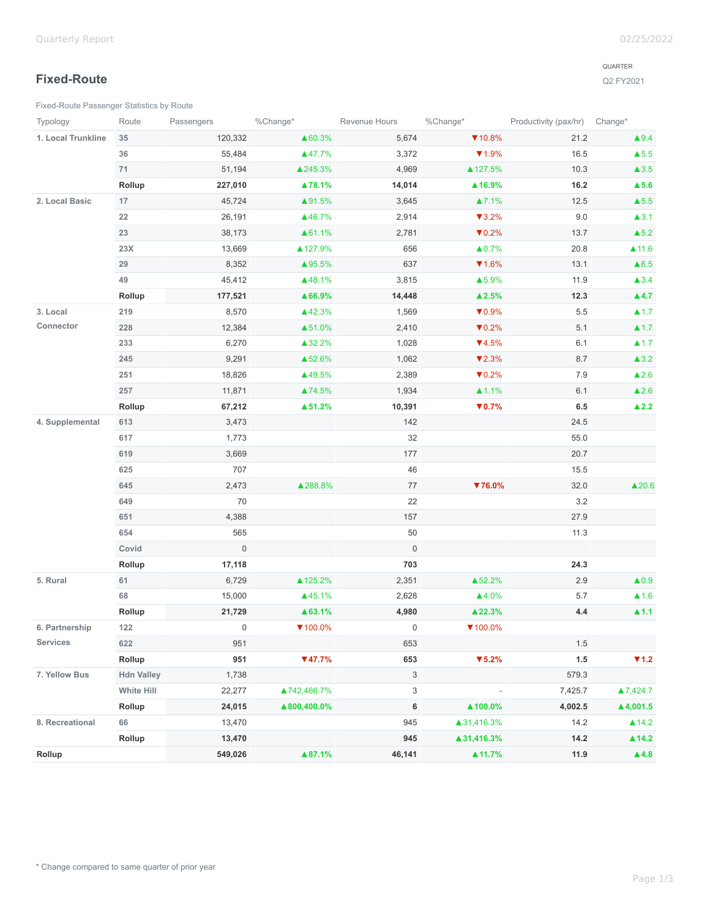## Fixed-Route

QUARTER
Q2 FY2021

Fixed-Route Passenger Statistics by Route

| Typology | Route | Passengers | %Change* | Revenue Hours | %Change* | Productivity (pax/hr) | Change* |
|---|---|---|---|---|---|---|---|
| **1. Local Trunkline** | 35 | 120,332 | ▲60.3% | 5,674 | ▼10.8% | 21.2 | ▲9.4 |
| | 36 | 55,484 | ▲47.7% | 3,372 | ▼1.9% | 16.5 | ▲5.5 |
| | 71 | 51,194 | ▲245.3% | 4,969 | ▲127.5% | 10.3 | ▲3.5 |
| | **Rollup** | **227,010** | **▲78.1%** | **14,014** | **▲16.9%** | **16.2** | **▲5.6** |
| **2. Local Basic** | 17 | 45,724 | ▲91.5% | 3,645 | ▲7.1% | 12.5 | ▲5.5 |
| | 22 | 26,191 | ▲46.7% | 2,914 | ▼3.2% | 9.0 | ▲3.1 |
| | 23 | 38,173 | ▲61.1% | 2,781 | ▼0.2% | 13.7 | ▲5.2 |
| | 23X | 13,669 | ▲127.9% | 656 | ▲0.7% | 20.8 | ▲11.6 |
| | 29 | 8,352 | ▲95.5% | 637 | ▼1.6% | 13.1 | ▲6.5 |
| | 49 | 45,412 | ▲48.1% | 3,815 | ▲5.9% | 11.9 | ▲3.4 |
| | **Rollup** | **177,521** | **▲66.9%** | **14,448** | **▲2.5%** | **12.3** | **▲4.7** |
| **3. Local Connector** | 219 | 8,570 | ▲42.3% | 1,569 | ▼0.9% | 5.5 | ▲1.7 |
| | 228 | 12,384 | ▲51.0% | 2,410 | ▼0.2% | 5.1 | ▲1.7 |
| | 233 | 6,270 | ▲32.2% | 1,028 | ▼4.5% | 6.1 | ▲1.7 |
| | 245 | 9,291 | ▲52.6% | 1,062 | ▼2.3% | 8.7 | ▲3.2 |
| | 251 | 18,826 | ▲49.5% | 2,389 | ▼0.2% | 7.9 | ▲2.6 |
| | 257 | 11,871 | ▲74.5% | 1,934 | ▲1.1% | 6.1 | ▲2.6 |
| | **Rollup** | **67,212** | **▲51.2%** | **10,391** | **▼0.7%** | **6.5** | **▲2.2** |
| **4. Supplemental** | 613 | 3,473 | | 142 | | 24.5 | |
| | 617 | 1,773 | | 32 | | 55.0 | |
| | 619 | 3,669 | | 177 | | 20.7 | |
| | 625 | 707 | | 46 | | 15.5 | |
| | 645 | 2,473 | ▲288.8% | 77 | ▼76.0% | 32.0 | ▲20.6 |
| | 649 | 70 | | 22 | | 3.2 | |
| | 651 | 4,388 | | 157 | | 27.9 | |
| | 654 | 565 | | 50 | | 11.3 | |
| | Covid | 0 | | 0 | | | |
| | **Rollup** | **17,118** | | **703** | | **24.3** | |
| **5. Rural** | 61 | 6,729 | ▲125.2% | 2,351 | ▲52.2% | 2.9 | ▲0.9 |
| | 68 | 15,000 | ▲45.1% | 2,628 | ▲4.0% | 5.7 | ▲1.6 |
| | **Rollup** | **21,729** | **▲63.1%** | **4,980** | **▲22.3%** | **4.4** | **▲1.1** |
| **6. Partnership Services** | 122 | 0 | ▼100.0% | 0 | ▼100.0% | | |
| | 622 | 951 | | 653 | | 1.5 | |
| | **Rollup** | **951** | **▼47.7%** | **653** | **▼5.2%** | **1.5** | **▼1.2** |
| **7. Yellow Bus** | Hdn Valley | 1,738 | | 3 | | 579.3 | |
| | White Hill | 22,277 | ▲742,466.7% | 3 | - | 7,425.7 | ▲7,424.7 |
| | **Rollup** | **24,015** | **▲800,400.0%** | **6** | **▲100.0%** | **4,002.5** | **▲4,001.5** |
| **8. Recreational** | 66 | 13,470 | | 945 | ▲31,416.3% | 14.2 | ▲14.2 |
| | **Rollup** | **13,470** | | **945** | **▲31,416.3%** | **14.2** | **▲14.2** |
| **Rollup** | | **549,026** | **▲87.1%** | **46,141** | **▲11.7%** | **11.9** | **▲4.8** |

* Change compared to same quarter of prior year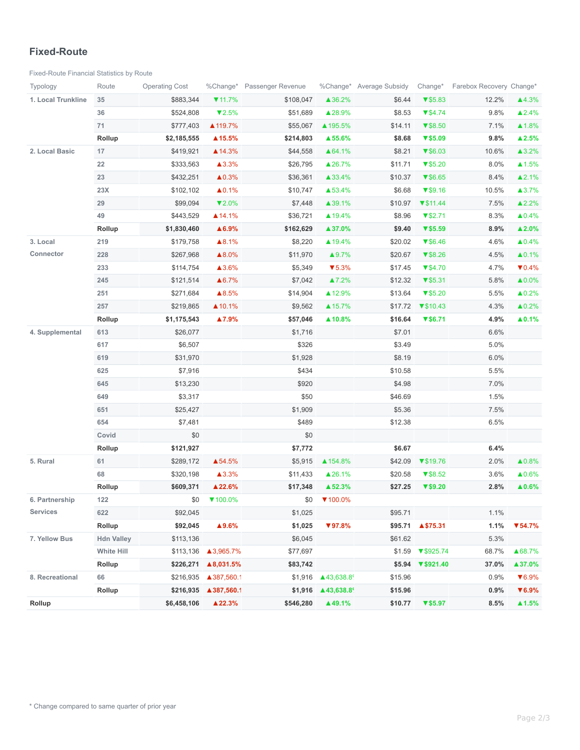## Fixed-Route

Fixed-Route Financial Statistics by Route

| Typology | Route | Operating Cost | %Change* | Passenger Revenue | %Change* | Average Subsidy | Change* | Farebox Recovery | Change* |
|---|---|---|---|---|---|---|---|---|---|
| **1. Local Trunkline** | 35 | $883,344 | ▼11.7% | $108,047 | ▲36.2% | $6.44 | ▼$5.83 | 12.2% | ▲4.3% |
| | 36 | $524,808 | ▼2.5% | $51,689 | ▲28.9% | $8.53 | ▼$4.74 | 9.8% | ▲2.4% |
| | 71 | $777,403 | ▲119.7% | $55,067 | ▲195.5% | $14.11 | ▼$8.50 | 7.1% | ▲1.8% |
| | **Rollup** | **$2,185,555** | **▲15.5%** | **$214,803** | **▲55.6%** | **$8.68** | **▼$5.09** | **9.8%** | **▲2.5%** |
| **2. Local Basic** | 17 | $419,921 | ▲14.3% | $44,558 | ▲64.1% | $8.21 | ▼$6.03 | 10.6% | ▲3.2% |
| | 22 | $333,563 | ▲3.3% | $26,795 | ▲26.7% | $11.71 | ▼$5.20 | 8.0% | ▲1.5% |
| | 23 | $432,251 | ▲0.3% | $36,361 | ▲33.4% | $10.37 | ▼$6.65 | 8.4% | ▲2.1% |
| | 23X | $102,102 | ▲0.1% | $10,747 | ▲53.4% | $6.68 | ▼$9.16 | 10.5% | ▲3.7% |
| | 29 | $99,094 | ▼2.0% | $7,448 | ▲39.1% | $10.97 | ▼$11.44 | 7.5% | ▲2.2% |
| | 49 | $443,529 | ▲14.1% | $36,721 | ▲19.4% | $8.96 | ▼$2.71 | 8.3% | ▲0.4% |
| | **Rollup** | **$1,830,460** | **▲6.9%** | **$162,629** | **▲37.0%** | **$9.40** | **▼$5.59** | **8.9%** | **▲2.0%** |
| **3. Local Connector** | 219 | $179,758 | ▲8.1% | $8,220 | ▲19.4% | $20.02 | ▼$6.46 | 4.6% | ▲0.4% |
| | 228 | $267,968 | ▲8.0% | $11,970 | ▲9.7% | $20.67 | ▼$8.26 | 4.5% | ▲0.1% |
| | 233 | $114,754 | ▲3.6% | $5,349 | ▼5.3% | $17.45 | ▼$4.70 | 4.7% | ▼0.4% |
| | 245 | $121,514 | ▲6.7% | $7,042 | ▲7.2% | $12.32 | ▼$5.31 | 5.8% | ▲0.0% |
| | 251 | $271,684 | ▲8.5% | $14,904 | ▲12.9% | $13.64 | ▼$5.20 | 5.5% | ▲0.2% |
| | 257 | $219,865 | ▲10.1% | $9,562 | ▲15.7% | $17.72 | ▼$10.43 | 4.3% | ▲0.2% |
| | **Rollup** | **$1,175,543** | **▲7.9%** | **$57,046** | **▲10.8%** | **$16.64** | **▼$6.71** | **4.9%** | **▲0.1%** |
| **4. Supplemental** | 613 | $26,077 | | $1,716 | | $7.01 | | 6.6% | |
| | 617 | $6,507 | | $326 | | $3.49 | | 5.0% | |
| | 619 | $31,970 | | $1,928 | | $8.19 | | 6.0% | |
| | 625 | $7,916 | | $434 | | $10.58 | | 5.5% | |
| | 645 | $13,230 | | $920 | | $4.98 | | 7.0% | |
| | 649 | $3,317 | | $50 | | $46.69 | | 1.5% | |
| | 651 | $25,427 | | $1,909 | | $5.36 | | 7.5% | |
| | 654 | $7,481 | | $489 | | $12.38 | | 6.5% | |
| | Covid | $0 | | $0 | | | | | |
| | **Rollup** | **$121,927** | | **$7,772** | | **$6.67** | | **6.4%** | |
| **5. Rural** | 61 | $289,172 | ▲54.5% | $5,915 | ▲154.8% | $42.09 | ▼$19.76 | 2.0% | ▲0.8% |
| | 68 | $320,198 | ▲3.3% | $11,433 | ▲26.1% | $20.58 | ▼$8.52 | 3.6% | ▲0.6% |
| | **Rollup** | **$609,371** | **▲22.6%** | **$17,348** | **▲52.3%** | **$27.25** | **▼$9.20** | **2.8%** | **▲0.6%** |
| **6. Partnership Services** | 122 | $0 | ▼100.0% | $0 | ▼100.0% | | | | |
| | 622 | $92,045 | | $1,025 | | $95.71 | | 1.1% | |
| | **Rollup** | **$92,045** | **▲9.6%** | **$1,025** | **▼97.8%** | **$95.71** | **▲$75.31** | **1.1%** | **▼54.7%** |
| **7. Yellow Bus** | Hdn Valley | $113,136 | | $6,045 | | $61.62 | | 5.3% | |
| | White Hill | $113,136 | ▲3,965.7% | $77,697 | | $1.59 | ▼$925.74 | 68.7% | ▲68.7% |
| | **Rollup** | **$226,271** | **▲8,031.5%** | **$83,742** | | **$5.94** | **▼$921.40** | **37.0%** | **▲37.0%** |
| **8. Recreational** | 66 | $216,935 | ▲387,560.1 | $1,916 | ▲43,638.8 | $15.96 | | 0.9% | ▼6.9% |
| | **Rollup** | **$216,935** | **▲387,560.1** | **$1,916** | **▲43,638.8** | **$15.96** | | **0.9%** | **▼6.9%** |
| **Rollup** | | **$6,458,106** | **▲22.3%** | **$546,280** | **▲49.1%** | **$10.77** | **▼$5.97** | **8.5%** | **▲1.5%** |

\* Change compared to same quarter of prior year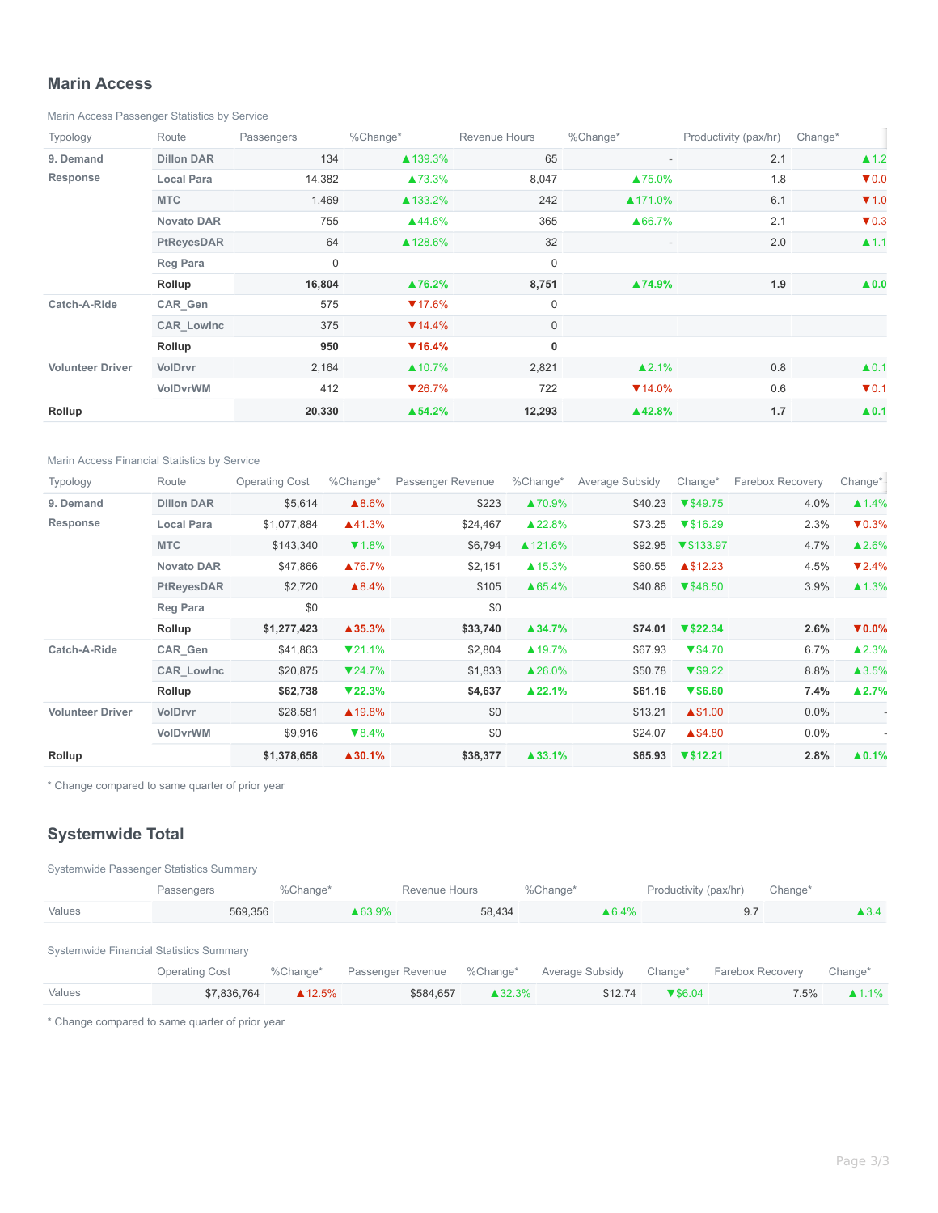## Marin Access

Marin Access Passenger Statistics by Service

| Typology | Route | Passengers | %Change* | Revenue Hours | %Change* | Productivity (pax/hr) | Change* |
|---|---|---|---|---|---|---|---|
| 9. Demand Response | Dillon DAR | 134 | ▲139.3% | 65 | - | 2.1 | ▲1.2 |
| | Local Para | 14,382 | ▲73.3% | 8,047 | ▲75.0% | 1.8 | ▼0.0 |
| | MTC | 1,469 | ▲133.2% | 242 | ▲171.0% | 6.1 | ▼1.0 |
| | Novato DAR | 755 | ▲44.6% | 365 | ▲66.7% | 2.1 | ▼0.3 |
| | PtReyesDAR | 64 | ▲128.6% | 32 | - | 2.0 | ▲1.1 |
| | Reg Para | 0 | | 0 | | | |
| | **Rollup** | **16,804** | **▲76.2%** | **8,751** | **▲74.9%** | **1.9** | **▲0.0** |
| Catch-A-Ride | CAR_Gen | 575 | ▼17.6% | 0 | | | |
| | CAR_LowInc | 375 | ▼14.4% | 0 | | | |
| | **Rollup** | **950** | **▼16.4%** | **0** | | | |
| Volunteer Driver | VolDrvr | 2,164 | ▲10.7% | 2,821 | ▲2.1% | 0.8 | ▲0.1 |
| | VolDvrWM | 412 | ▼26.7% | 722 | ▼14.0% | 0.6 | ▼0.1 |
| **Rollup** | | **20,330** | **▲54.2%** | **12,293** | **▲42.8%** | **1.7** | **▲0.1** |

Marin Access Financial Statistics by Service

| Typology | Route | Operating Cost | %Change* | Passenger Revenue | %Change* | Average Subsidy | Change* | Farebox Recovery | Change* |
|---|---|---|---|---|---|---|---|---|---|
| 9. Demand Response | Dillon DAR | $5,614 | ▲8.6% | $223 | ▲70.9% | $40.23 | ▼$49.75 | 4.0% | ▲1.4% |
| | Local Para | $1,077,884 | ▲41.3% | $24,467 | ▲22.8% | $73.25 | ▼$16.29 | 2.3% | ▼0.3% |
| | MTC | $143,340 | ▼1.8% | $6,794 | ▲121.6% | $92.95 | ▼$133.97 | 4.7% | ▲2.6% |
| | Novato DAR | $47,866 | ▲76.7% | $2,151 | ▲15.3% | $60.55 | ▲$12.23 | 4.5% | ▼2.4% |
| | PtReyesDAR | $2,720 | ▲8.4% | $105 | ▲65.4% | $40.86 | ▼$46.50 | 3.9% | ▲1.3% |
| | Reg Para | $0 | | $0 | | | | | |
| | **Rollup** | **$1,277,423** | **▲35.3%** | **$33,740** | **▲34.7%** | **$74.01** | **▼$22.34** | **2.6%** | **▼0.0%** |
| Catch-A-Ride | CAR_Gen | $41,863 | ▼21.1% | $2,804 | ▲19.7% | $67.93 | ▼$4.70 | 6.7% | ▲2.3% |
| | CAR_LowInc | $20,875 | ▼24.7% | $1,833 | ▲26.0% | $50.78 | ▼$9.22 | 8.8% | ▲3.5% |
| | **Rollup** | **$62,738** | **▼22.3%** | **$4,637** | **▲22.1%** | **$61.16** | **▼$6.60** | **7.4%** | **▲2.7%** |
| Volunteer Driver | VolDrvr | $28,581 | ▲19.8% | $0 | | $13.21 | ▲$1.00 | 0.0% | - |
| | VolDvrWM | $9,916 | ▼8.4% | $0 | | $24.07 | ▲$4.80 | 0.0% | - |
| **Rollup** | | **$1,378,658** | **▲30.1%** | **$38,377** | **▲33.1%** | **$65.93** | **▼$12.21** | **2.8%** | **▲0.1%** |

\* Change compared to same quarter of prior year

## Systemwide Total

Systemwide Passenger Statistics Summary

| | Passengers | %Change* | Revenue Hours | %Change* | Productivity (pax/hr) | Change* |
|---|---|---|---|---|---|---|
| Values | 569,356 | ▲63.9% | 58,434 | ▲6.4% | 9.7 | ▲3.4 |

Systemwide Financial Statistics Summary

| | Operating Cost | %Change* | Passenger Revenue | %Change* | Average Subsidy | Change* | Farebox Recovery | Change* |
|---|---|---|---|---|---|---|---|---|
| Values | $7,836,764 | ▲12.5% | $584,657 | ▲32.3% | $12.74 | ▼$6.04 | 7.5% | ▲1.1% |

\* Change compared to same quarter of prior year